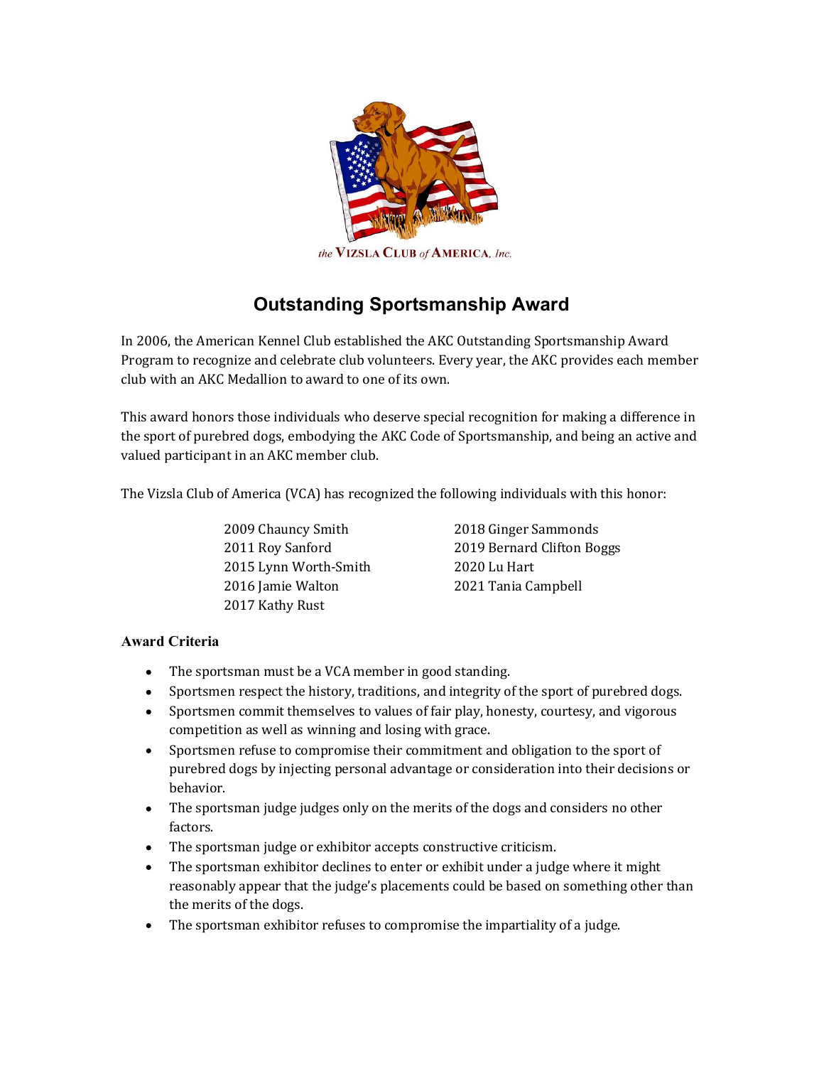the VIZSLA CLUB of AMERICA, Inc.

# Outstanding Sportsmanship Award

In 2006, the American Kennel Club established the AKC Outstanding Sportsmanship Award Program to recognize and celebrate club volunteers. Every year, the AKC provides each member club with an AKC Medallion to award to one of its own.

This award honors those individuals who deserve special recognition for making a difference in the sport of purebred dogs, embodying the AKC Code of Sportsmanship, and being an active and valued participant in an AKC member club.

The Vizsla Club of America (VCA) has recognized the following individuals with this honor:

2009 Chauncy Smith
2011 Roy Sanford
2015 Lynn Worth-Smith
2016 Jamie Walton
2017 Kathy Rust
2018 Ginger Sammonds
2019 Bernard Clifton Boggs
2020 Lu Hart
2021 Tania Campbell

### Award Criteria

- The sportsman must be a VCA member in good standing.
- Sportsmen respect the history, traditions, and integrity of the sport of purebred dogs.
- Sportsmen commit themselves to values of fair play, honesty, courtesy, and vigorous competition as well as winning and losing with grace.
- Sportsmen refuse to compromise their commitment and obligation to the sport of purebred dogs by injecting personal advantage or consideration into their decisions or behavior.
- The sportsman judge judges only on the merits of the dogs and considers no other factors.
- The sportsman judge or exhibitor accepts constructive criticism.
- The sportsman exhibitor declines to enter or exhibit under a judge where it might reasonably appear that the judge's placements could be based on something other than the merits of the dogs.
- The sportsman exhibitor refuses to compromise the impartiality of a judge.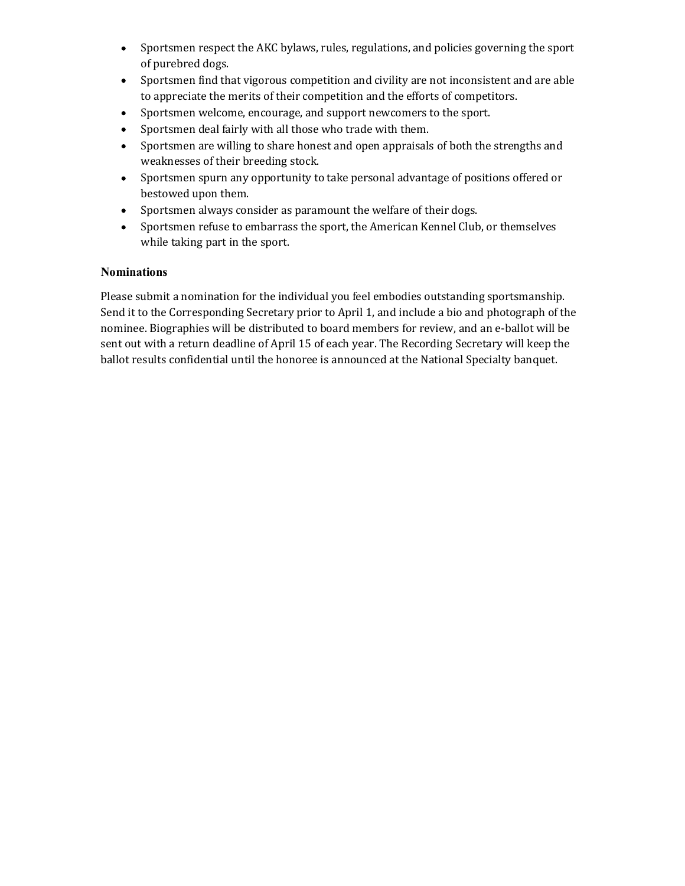- Sportsmen respect the AKC bylaws, rules, regulations, and policies governing the sport of purebred dogs.
- Sportsmen find that vigorous competition and civility are not inconsistent and are able to appreciate the merits of their competition and the efforts of competitors.
- Sportsmen welcome, encourage, and support newcomers to the sport.
- Sportsmen deal fairly with all those who trade with them.
- Sportsmen are willing to share honest and open appraisals of both the strengths and weaknesses of their breeding stock.
- Sportsmen spurn any opportunity to take personal advantage of positions offered or bestowed upon them.
- Sportsmen always consider as paramount the welfare of their dogs.
- Sportsmen refuse to embarrass the sport, the American Kennel Club, or themselves while taking part in the sport.

**Nominations**

Please submit a nomination for the individual you feel embodies outstanding sportsmanship. Send it to the Corresponding Secretary prior to April 1, and include a bio and photograph of the nominee. Biographies will be distributed to board members for review, and an e-ballot will be sent out with a return deadline of April 15 of each year. The Recording Secretary will keep the ballot results confidential until the honoree is announced at the National Specialty banquet.